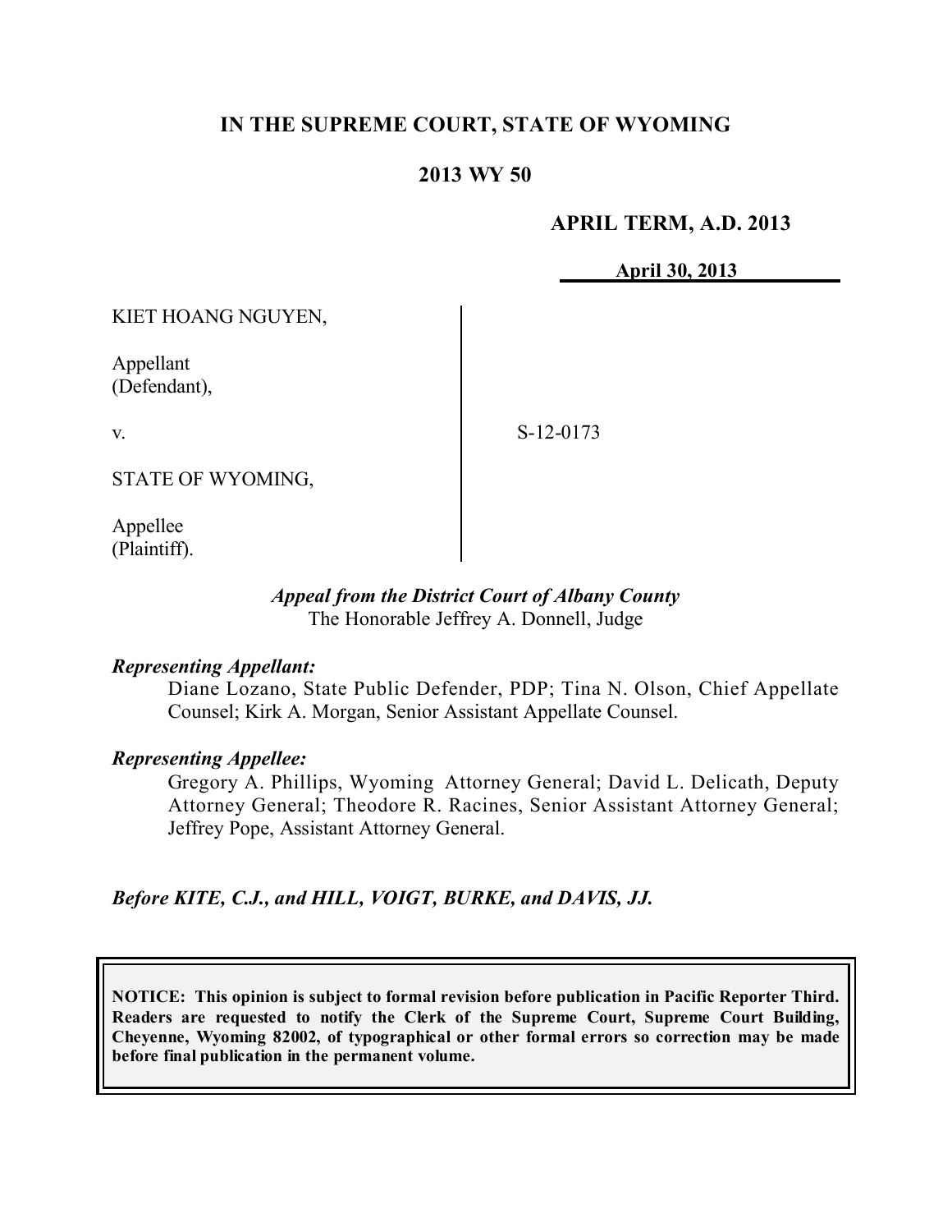# IN THE SUPREME COURT, STATE OF WYOMING

## 2013 WY 50

**APRIL TERM, A.D. 2013**

**April 30, 2013**

KIET HOANG NGUYEN,

Appellant
(Defendant),

v.

STATE OF WYOMING,

Appellee
(Plaintiff).

S-12-0173

*Appeal from the District Court of Albany County*
The Honorable Jeffrey A. Donnell, Judge

***Representing Appellant:***
Diane Lozano, State Public Defender, PDP; Tina N. Olson, Chief Appellate Counsel; Kirk A. Morgan, Senior Assistant Appellate Counsel.

***Representing Appellee:***
Gregory A. Phillips, Wyoming Attorney General; David L. Delicath, Deputy Attorney General; Theodore R. Racines, Senior Assistant Attorney General; Jeffrey Pope, Assistant Attorney General.

***Before KITE, C.J., and HILL, VOIGT, BURKE, and DAVIS, JJ.***

**NOTICE: This opinion is subject to formal revision before publication in Pacific Reporter Third. Readers are requested to notify the Clerk of the Supreme Court, Supreme Court Building, Cheyenne, Wyoming 82002, of typographical or other formal errors so correction may be made before final publication in the permanent volume.**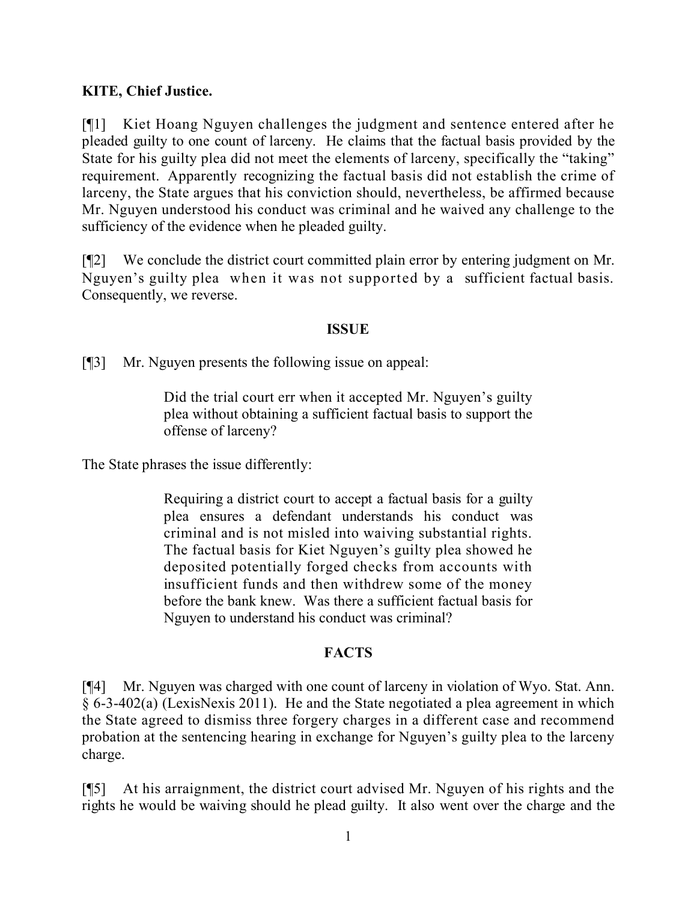**KITE, Chief Justice.**

[¶1] Kiet Hoang Nguyen challenges the judgment and sentence entered after he pleaded guilty to one count of larceny. He claims that the factual basis provided by the State for his guilty plea did not meet the elements of larceny, specifically the "taking" requirement. Apparently recognizing the factual basis did not establish the crime of larceny, the State argues that his conviction should, nevertheless, be affirmed because Mr. Nguyen understood his conduct was criminal and he waived any challenge to the sufficiency of the evidence when he pleaded guilty.

[¶2] We conclude the district court committed plain error by entering judgment on Mr. Nguyen's guilty plea when it was not supported by a sufficient factual basis. Consequently, we reverse.

**ISSUE**

[¶3] Mr. Nguyen presents the following issue on appeal:

> Did the trial court err when it accepted Mr. Nguyen's guilty plea without obtaining a sufficient factual basis to support the offense of larceny?

The State phrases the issue differently:

> Requiring a district court to accept a factual basis for a guilty plea ensures a defendant understands his conduct was criminal and is not misled into waiving substantial rights. The factual basis for Kiet Nguyen's guilty plea showed he deposited potentially forged checks from accounts with insufficient funds and then withdrew some of the money before the bank knew. Was there a sufficient factual basis for Nguyen to understand his conduct was criminal?

**FACTS**

[¶4] Mr. Nguyen was charged with one count of larceny in violation of Wyo. Stat. Ann. § 6-3-402(a) (LexisNexis 2011). He and the State negotiated a plea agreement in which the State agreed to dismiss three forgery charges in a different case and recommend probation at the sentencing hearing in exchange for Nguyen's guilty plea to the larceny charge.

[¶5] At his arraignment, the district court advised Mr. Nguyen of his rights and the rights he would be waiving should he plead guilty. It also went over the charge and the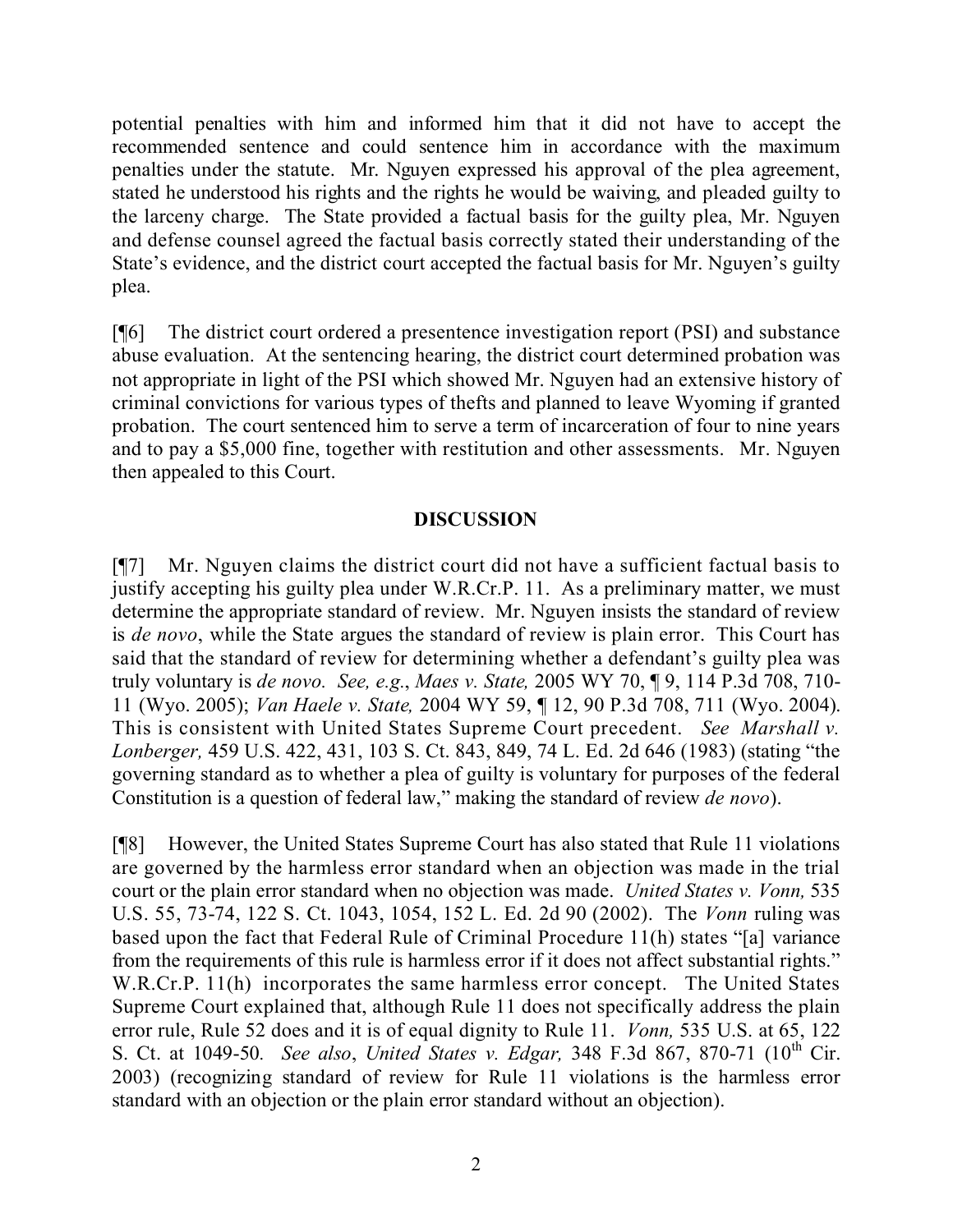potential penalties with him and informed him that it did not have to accept the recommended sentence and could sentence him in accordance with the maximum penalties under the statute. Mr. Nguyen expressed his approval of the plea agreement, stated he understood his rights and the rights he would be waiving, and pleaded guilty to the larceny charge. The State provided a factual basis for the guilty plea, Mr. Nguyen and defense counsel agreed the factual basis correctly stated their understanding of the State's evidence, and the district court accepted the factual basis for Mr. Nguyen's guilty plea.

[¶6] The district court ordered a presentence investigation report (PSI) and substance abuse evaluation. At the sentencing hearing, the district court determined probation was not appropriate in light of the PSI which showed Mr. Nguyen had an extensive history of criminal convictions for various types of thefts and planned to leave Wyoming if granted probation. The court sentenced him to serve a term of incarceration of four to nine years and to pay a $5,000 fine, together with restitution and other assessments. Mr. Nguyen then appealed to this Court.

## DISCUSSION

[¶7] Mr. Nguyen claims the district court did not have a sufficient factual basis to justify accepting his guilty plea under W.R.Cr.P. 11. As a preliminary matter, we must determine the appropriate standard of review. Mr. Nguyen insists the standard of review is *de novo*, while the State argues the standard of review is plain error. This Court has said that the standard of review for determining whether a defendant's guilty plea was truly voluntary is *de novo*. *See, e.g.*, *Maes v. State,* 2005 WY 70, ¶ 9, 114 P.3d 708, 710-11 (Wyo. 2005); *Van Haele v. State,* 2004 WY 59, ¶ 12, 90 P.3d 708, 711 (Wyo. 2004). This is consistent with United States Supreme Court precedent. *See Marshall v. Lonberger,* 459 U.S. 422, 431, 103 S. Ct. 843, 849, 74 L. Ed. 2d 646 (1983) (stating "the governing standard as to whether a plea of guilty is voluntary for purposes of the federal Constitution is a question of federal law," making the standard of review *de novo*).

[¶8] However, the United States Supreme Court has also stated that Rule 11 violations are governed by the harmless error standard when an objection was made in the trial court or the plain error standard when no objection was made. *United States v. Vonn,* 535 U.S. 55, 73-74, 122 S. Ct. 1043, 1054, 152 L. Ed. 2d 90 (2002). The *Vonn* ruling was based upon the fact that Federal Rule of Criminal Procedure 11(h) states "[a] variance from the requirements of this rule is harmless error if it does not affect substantial rights." W.R.Cr.P. 11(h) incorporates the same harmless error concept. The United States Supreme Court explained that, although Rule 11 does not specifically address the plain error rule, Rule 52 does and it is of equal dignity to Rule 11. *Vonn,* 535 U.S. at 65, 122 S. Ct. at 1049-50. *See also*, *United States v. Edgar,* 348 F.3d 867, 870-71 (10th Cir. 2003) (recognizing standard of review for Rule 11 violations is the harmless error standard with an objection or the plain error standard without an objection).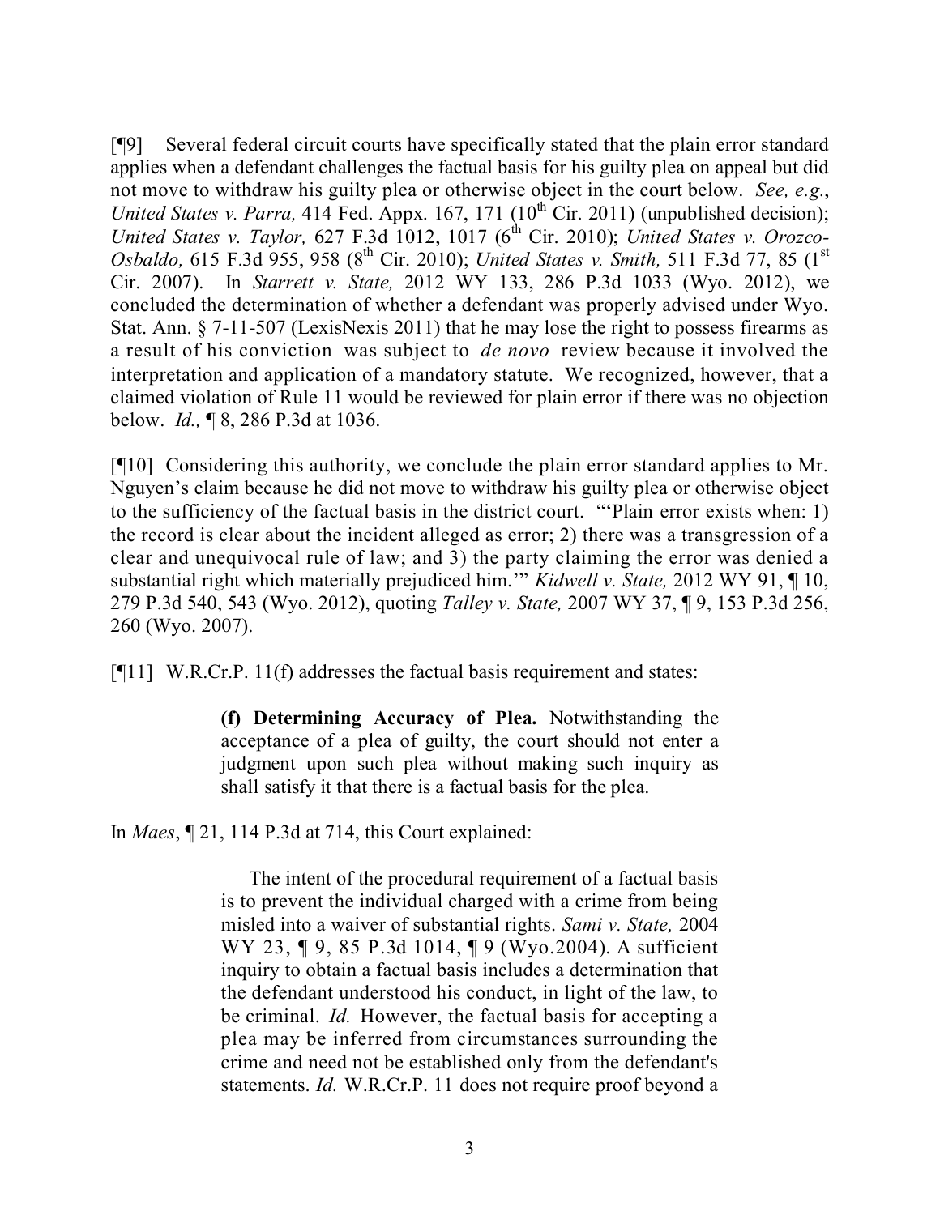[¶9] Several federal circuit courts have specifically stated that the plain error standard applies when a defendant challenges the factual basis for his guilty plea on appeal but did not move to withdraw his guilty plea or otherwise object in the court below. *See, e.g.*, *United States v. Parra,* 414 Fed. Appx. 167, 171 (10th Cir. 2011) (unpublished decision); *United States v. Taylor,* 627 F.3d 1012, 1017 (6th Cir. 2010); *United States v. Orozco-Osbaldo,* 615 F.3d 955, 958 (8th Cir. 2010); *United States v. Smith,* 511 F.3d 77, 85 (1st Cir. 2007). In *Starrett v. State,* 2012 WY 133, 286 P.3d 1033 (Wyo. 2012), we concluded the determination of whether a defendant was properly advised under Wyo. Stat. Ann. § 7-11-507 (LexisNexis 2011) that he may lose the right to possess firearms as a result of his conviction was subject to *de novo* review because it involved the interpretation and application of a mandatory statute. We recognized, however, that a claimed violation of Rule 11 would be reviewed for plain error if there was no objection below. *Id.,* ¶ 8, 286 P.3d at 1036.

[¶10] Considering this authority, we conclude the plain error standard applies to Mr. Nguyen's claim because he did not move to withdraw his guilty plea or otherwise object to the sufficiency of the factual basis in the district court. "'Plain error exists when: 1) the record is clear about the incident alleged as error; 2) there was a transgression of a clear and unequivocal rule of law; and 3) the party claiming the error was denied a substantial right which materially prejudiced him.'" *Kidwell v. State,* 2012 WY 91, ¶ 10, 279 P.3d 540, 543 (Wyo. 2012), quoting *Talley v. State,* 2007 WY 37, ¶ 9, 153 P.3d 256, 260 (Wyo. 2007).

[¶11] W.R.Cr.P. 11(f) addresses the factual basis requirement and states:

> **(f) Determining Accuracy of Plea.** Notwithstanding the acceptance of a plea of guilty, the court should not enter a judgment upon such plea without making such inquiry as shall satisfy it that there is a factual basis for the plea.

In *Maes*, ¶ 21, 114 P.3d at 714, this Court explained:

> The intent of the procedural requirement of a factual basis is to prevent the individual charged with a crime from being misled into a waiver of substantial rights. *Sami v. State,* 2004 WY 23, ¶ 9, 85 P.3d 1014, ¶ 9 (Wyo.2004). A sufficient inquiry to obtain a factual basis includes a determination that the defendant understood his conduct, in light of the law, to be criminal. *Id.* However, the factual basis for accepting a plea may be inferred from circumstances surrounding the crime and need not be established only from the defendant's statements. *Id.* W.R.Cr.P. 11 does not require proof beyond a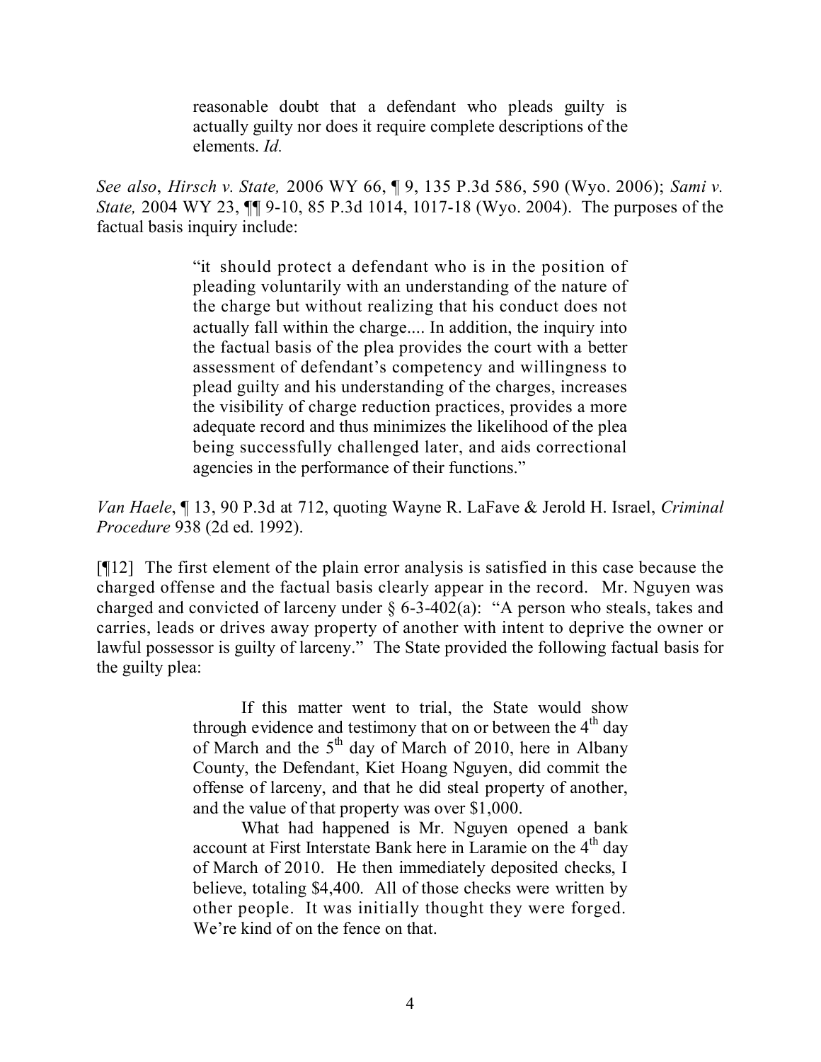> reasonable doubt that a defendant who pleads guilty is actually guilty nor does it require complete descriptions of the elements. *Id.*

*See also*, *Hirsch v. State,* 2006 WY 66, ¶ 9, 135 P.3d 586, 590 (Wyo. 2006); *Sami v. State,* 2004 WY 23, ¶¶ 9-10, 85 P.3d 1014, 1017-18 (Wyo. 2004). The purposes of the factual basis inquiry include:

> "it should protect a defendant who is in the position of pleading voluntarily with an understanding of the nature of the charge but without realizing that his conduct does not actually fall within the charge.... In addition, the inquiry into the factual basis of the plea provides the court with a better assessment of defendant's competency and willingness to plead guilty and his understanding of the charges, increases the visibility of charge reduction practices, provides a more adequate record and thus minimizes the likelihood of the plea being successfully challenged later, and aids correctional agencies in the performance of their functions."

*Van Haele*, ¶ 13, 90 P.3d at 712, quoting Wayne R. LaFave & Jerold H. Israel, *Criminal Procedure* 938 (2d ed. 1992).

[¶12] The first element of the plain error analysis is satisfied in this case because the charged offense and the factual basis clearly appear in the record. Mr. Nguyen was charged and convicted of larceny under § 6-3-402(a): "A person who steals, takes and carries, leads or drives away property of another with intent to deprive the owner or lawful possessor is guilty of larceny." The State provided the following factual basis for the guilty plea:

> If this matter went to trial, the State would show through evidence and testimony that on or between the 4th day of March and the 5th day of March of 2010, here in Albany County, the Defendant, Kiet Hoang Nguyen, did commit the offense of larceny, and that he did steal property of another, and the value of that property was over $1,000.
>
> What had happened is Mr. Nguyen opened a bank account at First Interstate Bank here in Laramie on the 4th day of March of 2010. He then immediately deposited checks, I believe, totaling $4,400. All of those checks were written by other people. It was initially thought they were forged. We're kind of on the fence on that.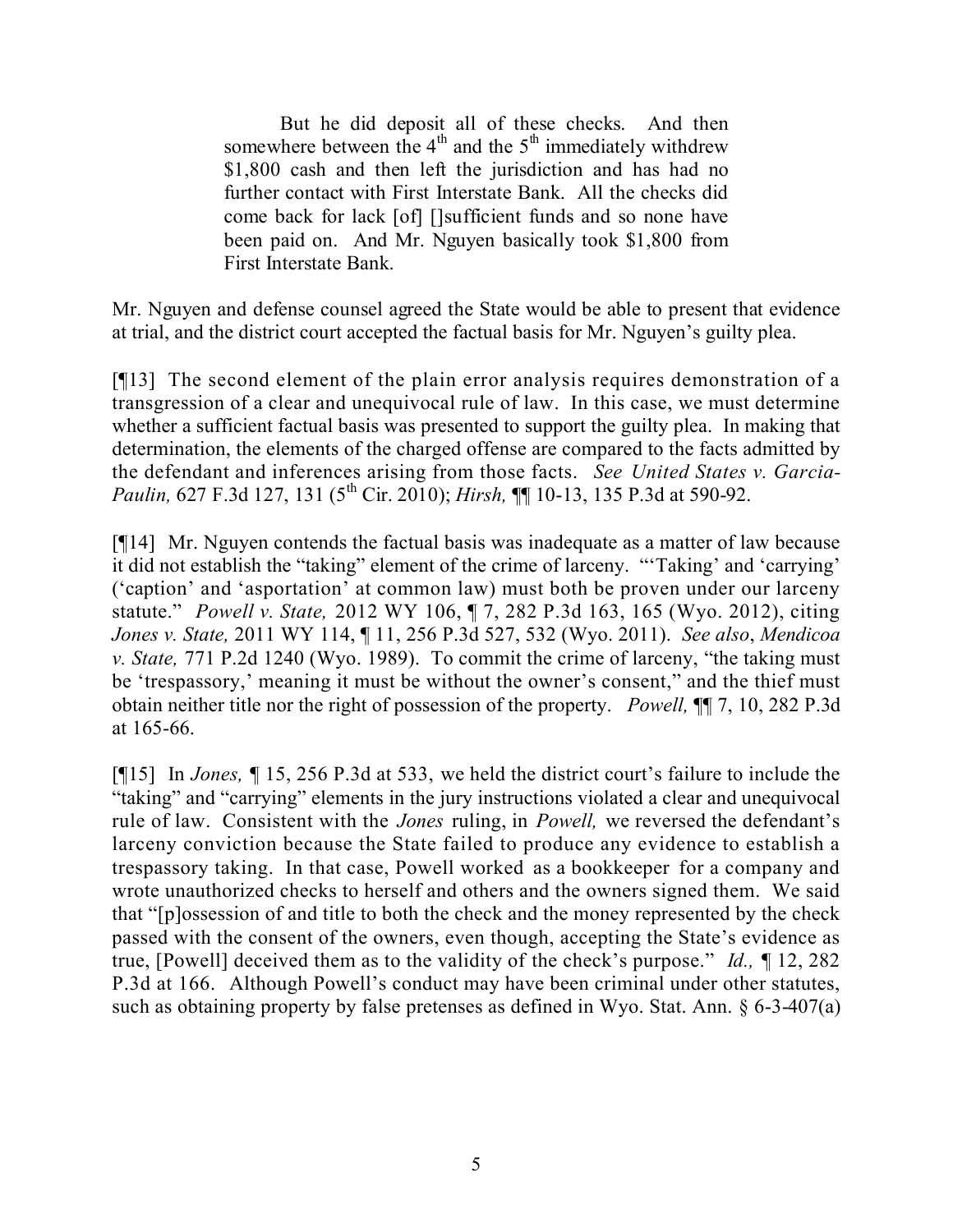> But he did deposit all of these checks. And then somewhere between the 4th and the 5th immediately withdrew $1,800 cash and then left the jurisdiction and has had no further contact with First Interstate Bank. All the checks did come back for lack [of] []sufficient funds and so none have been paid on. And Mr. Nguyen basically took $1,800 from First Interstate Bank.

Mr. Nguyen and defense counsel agreed the State would be able to present that evidence at trial, and the district court accepted the factual basis for Mr. Nguyen's guilty plea.

[¶13] The second element of the plain error analysis requires demonstration of a transgression of a clear and unequivocal rule of law. In this case, we must determine whether a sufficient factual basis was presented to support the guilty plea. In making that determination, the elements of the charged offense are compared to the facts admitted by the defendant and inferences arising from those facts. *See United States v. Garcia-Paulin,* 627 F.3d 127, 131 (5th Cir. 2010); *Hirsh,* ¶¶ 10-13, 135 P.3d at 590-92.

[¶14] Mr. Nguyen contends the factual basis was inadequate as a matter of law because it did not establish the "taking" element of the crime of larceny. "'Taking' and 'carrying' ('caption' and 'asportation' at common law) must both be proven under our larceny statute." *Powell v. State,* 2012 WY 106, ¶ 7, 282 P.3d 163, 165 (Wyo. 2012), citing *Jones v. State,* 2011 WY 114, ¶ 11, 256 P.3d 527, 532 (Wyo. 2011). *See also*, *Mendicoa v. State,* 771 P.2d 1240 (Wyo. 1989). To commit the crime of larceny, "the taking must be 'trespassory,' meaning it must be without the owner's consent," and the thief must obtain neither title nor the right of possession of the property. *Powell,* ¶¶ 7, 10, 282 P.3d at 165-66.

[¶15] In *Jones,* ¶ 15, 256 P.3d at 533, we held the district court's failure to include the "taking" and "carrying" elements in the jury instructions violated a clear and unequivocal rule of law. Consistent with the *Jones* ruling, in *Powell,* we reversed the defendant's larceny conviction because the State failed to produce any evidence to establish a trespassory taking. In that case, Powell worked as a bookkeeper for a company and wrote unauthorized checks to herself and others and the owners signed them. We said that "[p]ossession of and title to both the check and the money represented by the check passed with the consent of the owners, even though, accepting the State's evidence as true, [Powell] deceived them as to the validity of the check's purpose." *Id.,* ¶ 12, 282 P.3d at 166. Although Powell's conduct may have been criminal under other statutes, such as obtaining property by false pretenses as defined in Wyo. Stat. Ann. § 6-3-407(a)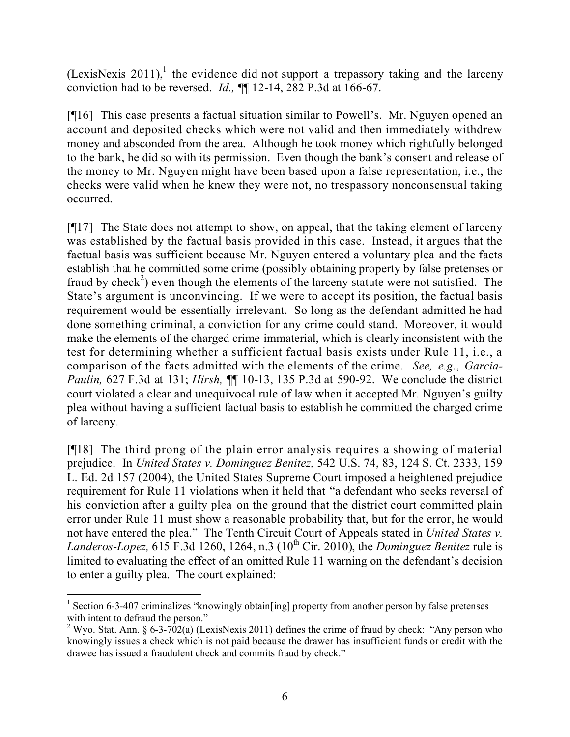(LexisNexis 2011),[1] the evidence did not support a trepassory taking and the larceny conviction had to be reversed. *Id.,* ¶¶ 12-14, 282 P.3d at 166-67.

[¶16] This case presents a factual situation similar to Powell's. Mr. Nguyen opened an account and deposited checks which were not valid and then immediately withdrew money and absconded from the area. Although he took money which rightfully belonged to the bank, he did so with its permission. Even though the bank's consent and release of the money to Mr. Nguyen might have been based upon a false representation, i.e., the checks were valid when he knew they were not, no trespassory nonconsensual taking occurred.

[¶17] The State does not attempt to show, on appeal, that the taking element of larceny was established by the factual basis provided in this case. Instead, it argues that the factual basis was sufficient because Mr. Nguyen entered a voluntary plea and the facts establish that he committed some crime (possibly obtaining property by false pretenses or fraud by check[2]) even though the elements of the larceny statute were not satisfied. The State's argument is unconvincing. If we were to accept its position, the factual basis requirement would be essentially irrelevant. So long as the defendant admitted he had done something criminal, a conviction for any crime could stand. Moreover, it would make the elements of the charged crime immaterial, which is clearly inconsistent with the test for determining whether a sufficient factual basis exists under Rule 11, i.e., a comparison of the facts admitted with the elements of the crime. *See, e.g*., *Garcia-Paulin,* 627 F.3d at 131; *Hirsh,* ¶¶ 10-13, 135 P.3d at 590-92. We conclude the district court violated a clear and unequivocal rule of law when it accepted Mr. Nguyen's guilty plea without having a sufficient factual basis to establish he committed the charged crime of larceny.

[¶18] The third prong of the plain error analysis requires a showing of material prejudice. In *United States v. Dominguez Benitez,* 542 U.S. 74, 83, 124 S. Ct. 2333, 159 L. Ed. 2d 157 (2004), the United States Supreme Court imposed a heightened prejudice requirement for Rule 11 violations when it held that "a defendant who seeks reversal of his conviction after a guilty plea on the ground that the district court committed plain error under Rule 11 must show a reasonable probability that, but for the error, he would not have entered the plea." The Tenth Circuit Court of Appeals stated in *United States v. Landeros-Lopez,* 615 F.3d 1260, 1264, n.3 (10th Cir. 2010), the *Dominguez Benitez* rule is limited to evaluating the effect of an omitted Rule 11 warning on the defendant's decision to enter a guilty plea. The court explained:

---

[1] Section 6-3-407 criminalizes "knowingly obtain[ing] property from another person by false pretenses with intent to defraud the person."

[2] Wyo. Stat. Ann. § 6-3-702(a) (LexisNexis 2011) defines the crime of fraud by check: "Any person who knowingly issues a check which is not paid because the drawer has insufficient funds or credit with the drawee has issued a fraudulent check and commits fraud by check."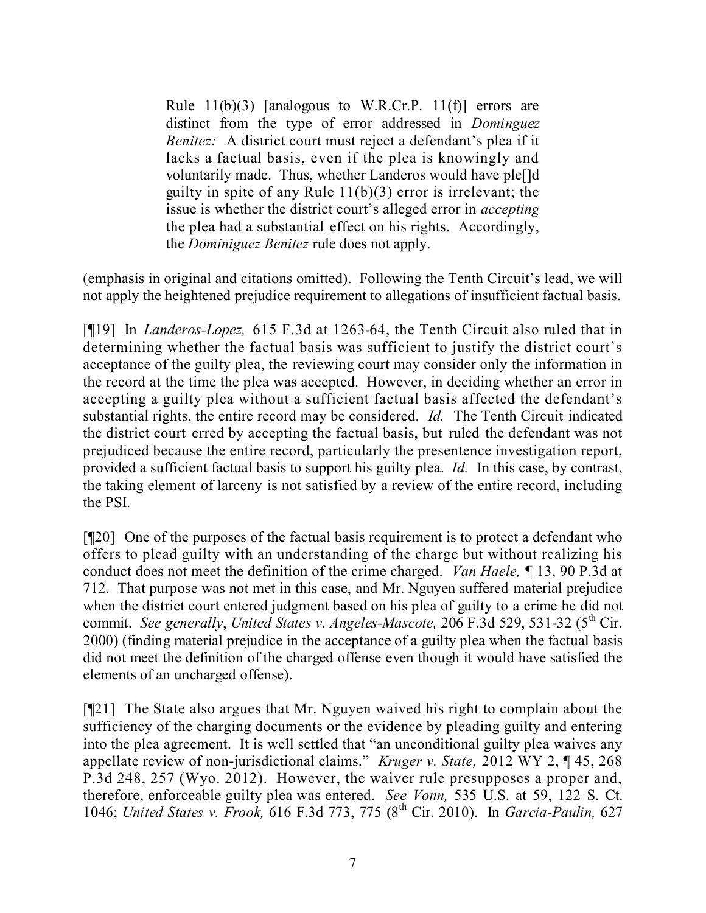> Rule 11(b)(3) [analogous to W.R.Cr.P. 11(f)] errors are distinct from the type of error addressed in *Dominguez Benitez:* A district court must reject a defendant's plea if it lacks a factual basis, even if the plea is knowingly and voluntarily made. Thus, whether Landeros would have ple[]d guilty in spite of any Rule 11(b)(3) error is irrelevant; the issue is whether the district court's alleged error in *accepting* the plea had a substantial effect on his rights. Accordingly, the *Dominiguez Benitez* rule does not apply.

(emphasis in original and citations omitted). Following the Tenth Circuit's lead, we will not apply the heightened prejudice requirement to allegations of insufficient factual basis.

[¶19] In *Landeros-Lopez,* 615 F.3d at 1263-64, the Tenth Circuit also ruled that in determining whether the factual basis was sufficient to justify the district court's acceptance of the guilty plea, the reviewing court may consider only the information in the record at the time the plea was accepted. However, in deciding whether an error in accepting a guilty plea without a sufficient factual basis affected the defendant's substantial rights, the entire record may be considered. *Id.* The Tenth Circuit indicated the district court erred by accepting the factual basis, but ruled the defendant was not prejudiced because the entire record, particularly the presentence investigation report, provided a sufficient factual basis to support his guilty plea. *Id.* In this case, by contrast, the taking element of larceny is not satisfied by a review of the entire record, including the PSI.

[¶20] One of the purposes of the factual basis requirement is to protect a defendant who offers to plead guilty with an understanding of the charge but without realizing his conduct does not meet the definition of the crime charged. *Van Haele,* ¶ 13, 90 P.3d at 712. That purpose was not met in this case, and Mr. Nguyen suffered material prejudice when the district court entered judgment based on his plea of guilty to a crime he did not commit. *See generally*, *United States v. Angeles-Mascote,* 206 F.3d 529, 531-32 (5th Cir. 2000) (finding material prejudice in the acceptance of a guilty plea when the factual basis did not meet the definition of the charged offense even though it would have satisfied the elements of an uncharged offense).

[¶21] The State also argues that Mr. Nguyen waived his right to complain about the sufficiency of the charging documents or the evidence by pleading guilty and entering into the plea agreement. It is well settled that "an unconditional guilty plea waives any appellate review of non-jurisdictional claims." *Kruger v. State,* 2012 WY 2, ¶ 45, 268 P.3d 248, 257 (Wyo. 2012). However, the waiver rule presupposes a proper and, therefore, enforceable guilty plea was entered. *See Vonn,* 535 U.S. at 59, 122 S. Ct. 1046; *United States v. Frook,* 616 F.3d 773, 775 (8th Cir. 2010). In *Garcia-Paulin,* 627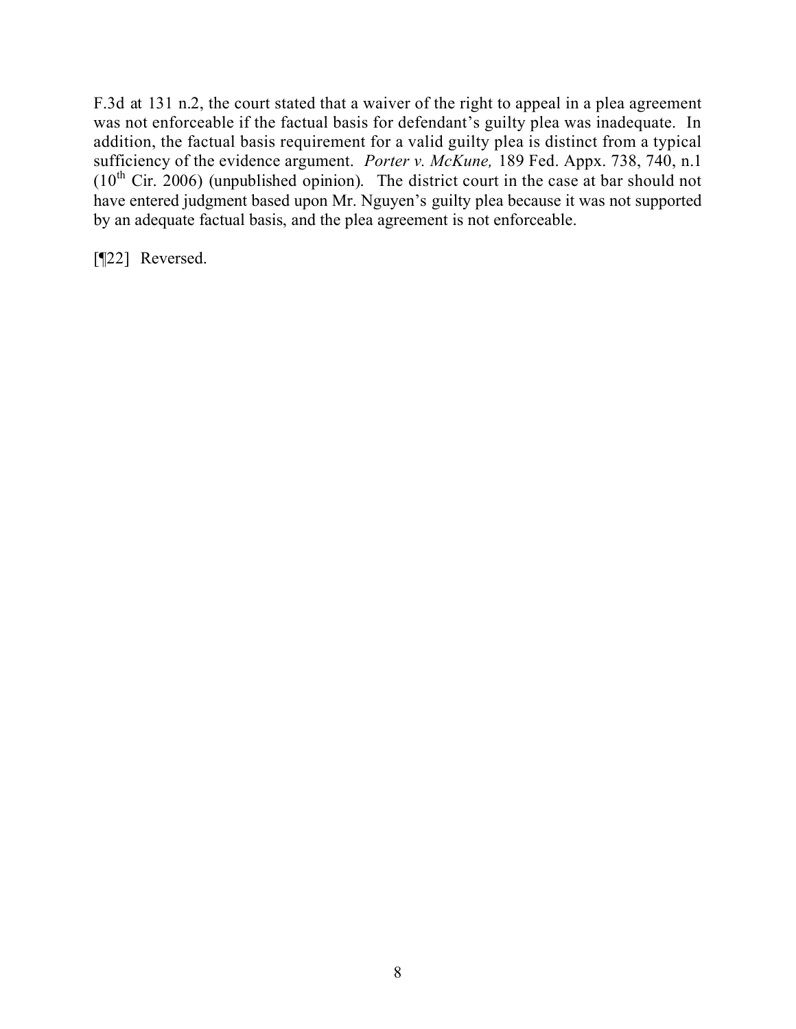F.3d at 131 n.2, the court stated that a waiver of the right to appeal in a plea agreement was not enforceable if the factual basis for defendant's guilty plea was inadequate. In addition, the factual basis requirement for a valid guilty plea is distinct from a typical sufficiency of the evidence argument. *Porter v. McKune,* 189 Fed. Appx. 738, 740, n.1 (10th Cir. 2006) (unpublished opinion). The district court in the case at bar should not have entered judgment based upon Mr. Nguyen's guilty plea because it was not supported by an adequate factual basis, and the plea agreement is not enforceable.

[¶22] Reversed.